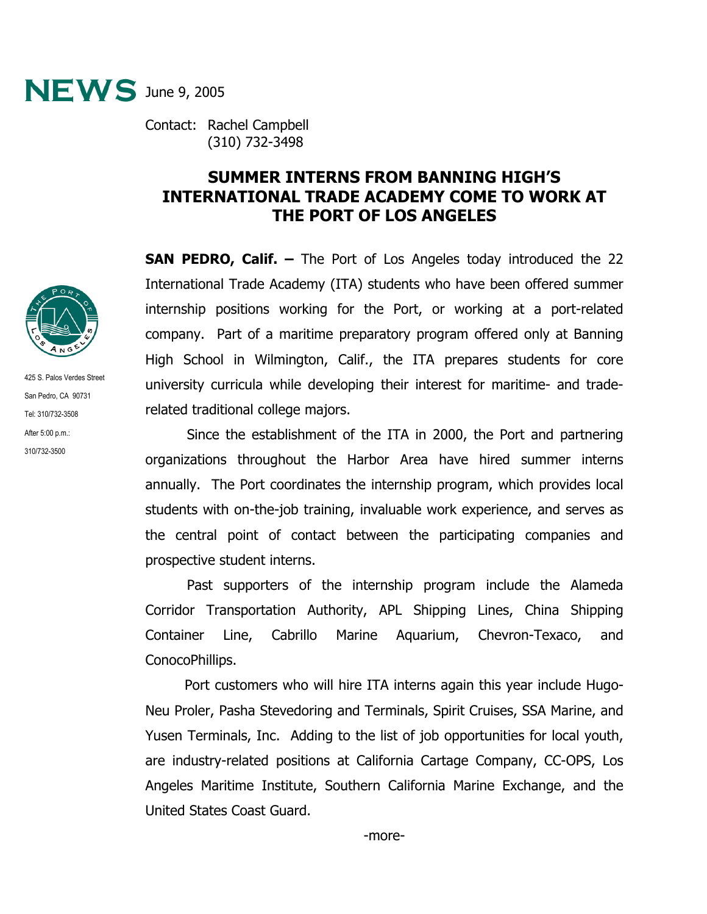**NEWS** June 9, 2005

Contact: Rachel Campbell
(310) 732-3498

425 S. Palos Verdes Street
San Pedro, CA 90731
Tel: 310/732-3508
After 5:00 p.m.:
310/732-3500

## SUMMER INTERNS FROM BANNING HIGH'S INTERNATIONAL TRADE ACADEMY COME TO WORK AT THE PORT OF LOS ANGELES

**SAN PEDRO, Calif. –** The Port of Los Angeles today introduced the 22 International Trade Academy (ITA) students who have been offered summer internship positions working for the Port, or working at a port-related company. Part of a maritime preparatory program offered only at Banning High School in Wilmington, Calif., the ITA prepares students for core university curricula while developing their interest for maritime- and trade-related traditional college majors.

Since the establishment of the ITA in 2000, the Port and partnering organizations throughout the Harbor Area have hired summer interns annually. The Port coordinates the internship program, which provides local students with on-the-job training, invaluable work experience, and serves as the central point of contact between the participating companies and prospective student interns.

Past supporters of the internship program include the Alameda Corridor Transportation Authority, APL Shipping Lines, China Shipping Container Line, Cabrillo Marine Aquarium, Chevron-Texaco, and ConocoPhillips.

Port customers who will hire ITA interns again this year include Hugo-Neu Proler, Pasha Stevedoring and Terminals, Spirit Cruises, SSA Marine, and Yusen Terminals, Inc. Adding to the list of job opportunities for local youth, are industry-related positions at California Cartage Company, CC-OPS, Los Angeles Maritime Institute, Southern California Marine Exchange, and the United States Coast Guard.

-more-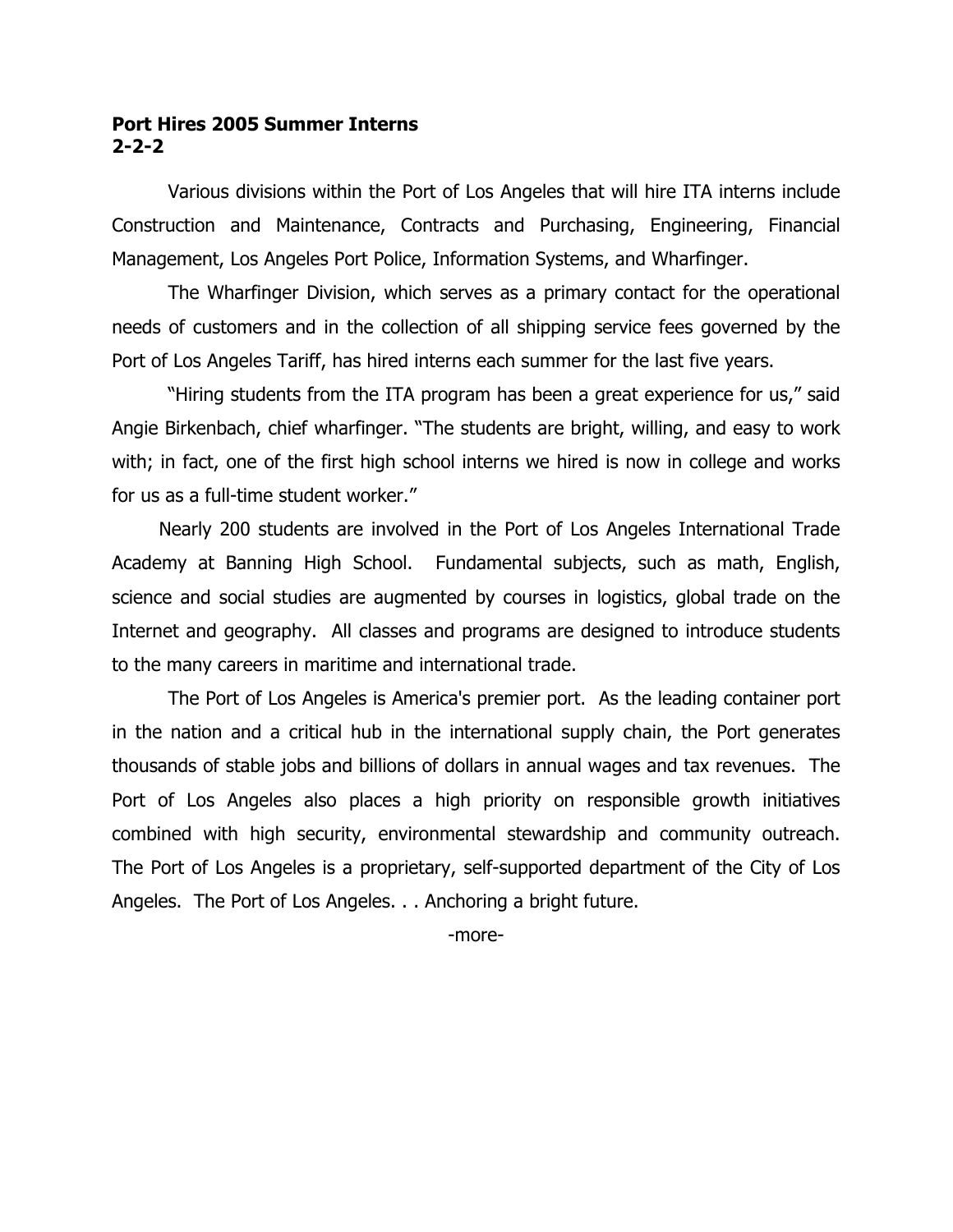**Port Hires 2005 Summer Interns**
**2-2-2**

Various divisions within the Port of Los Angeles that will hire ITA interns include Construction and Maintenance, Contracts and Purchasing, Engineering, Financial Management, Los Angeles Port Police, Information Systems, and Wharfinger.

The Wharfinger Division, which serves as a primary contact for the operational needs of customers and in the collection of all shipping service fees governed by the Port of Los Angeles Tariff, has hired interns each summer for the last five years.

"Hiring students from the ITA program has been a great experience for us," said Angie Birkenbach, chief wharfinger. "The students are bright, willing, and easy to work with; in fact, one of the first high school interns we hired is now in college and works for us as a full-time student worker."

Nearly 200 students are involved in the Port of Los Angeles International Trade Academy at Banning High School. Fundamental subjects, such as math, English, science and social studies are augmented by courses in logistics, global trade on the Internet and geography. All classes and programs are designed to introduce students to the many careers in maritime and international trade.

The Port of Los Angeles is America's premier port. As the leading container port in the nation and a critical hub in the international supply chain, the Port generates thousands of stable jobs and billions of dollars in annual wages and tax revenues. The Port of Los Angeles also places a high priority on responsible growth initiatives combined with high security, environmental stewardship and community outreach. The Port of Los Angeles is a proprietary, self-supported department of the City of Los Angeles. The Port of Los Angeles. . . Anchoring a bright future.

-more-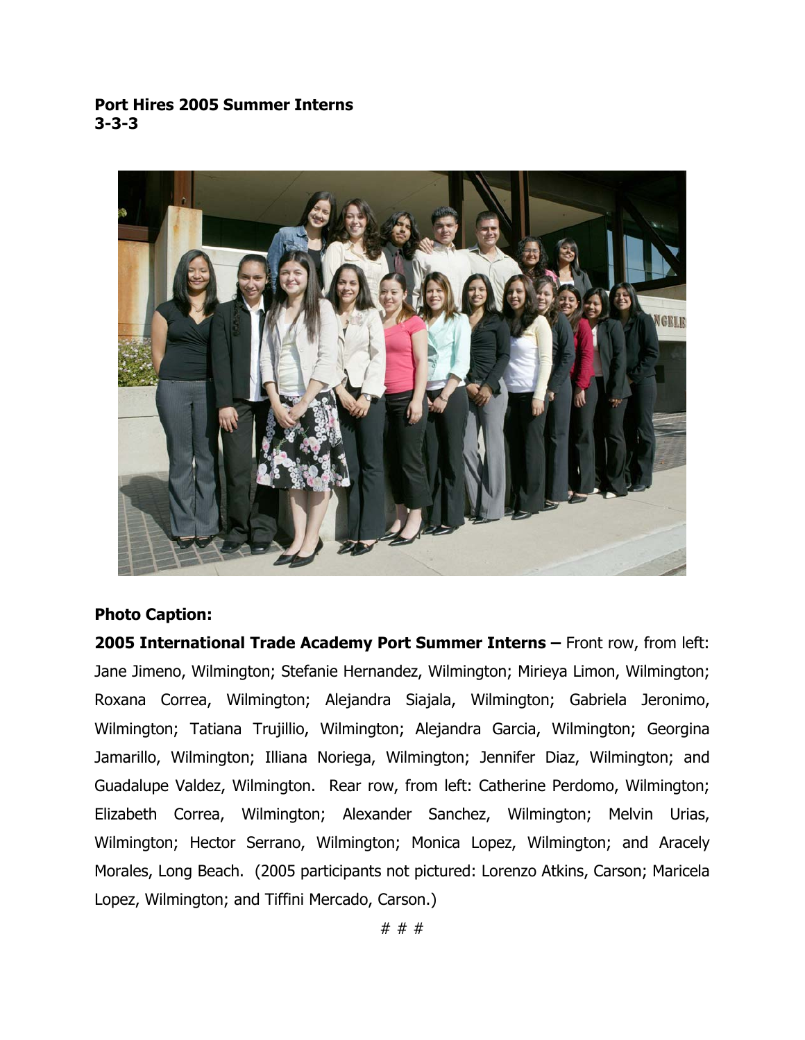**Port Hires 2005 Summer Interns**
**3-3-3**

**Photo Caption:**

**2005 International Trade Academy Port Summer Interns –** Front row, from left: Jane Jimeno, Wilmington; Stefanie Hernandez, Wilmington; Mirieya Limon, Wilmington; Roxana Correa, Wilmington; Alejandra Siajala, Wilmington; Gabriela Jeronimo, Wilmington; Tatiana Trujillio, Wilmington; Alejandra Garcia, Wilmington; Georgina Jamarillo, Wilmington; Illiana Noriega, Wilmington; Jennifer Diaz, Wilmington; and Guadalupe Valdez, Wilmington. Rear row, from left: Catherine Perdomo, Wilmington; Elizabeth Correa, Wilmington; Alexander Sanchez, Wilmington; Melvin Urias, Wilmington; Hector Serrano, Wilmington; Monica Lopez, Wilmington; and Aracely Morales, Long Beach. (2005 participants not pictured: Lorenzo Atkins, Carson; Maricela Lopez, Wilmington; and Tiffini Mercado, Carson.)

# # #